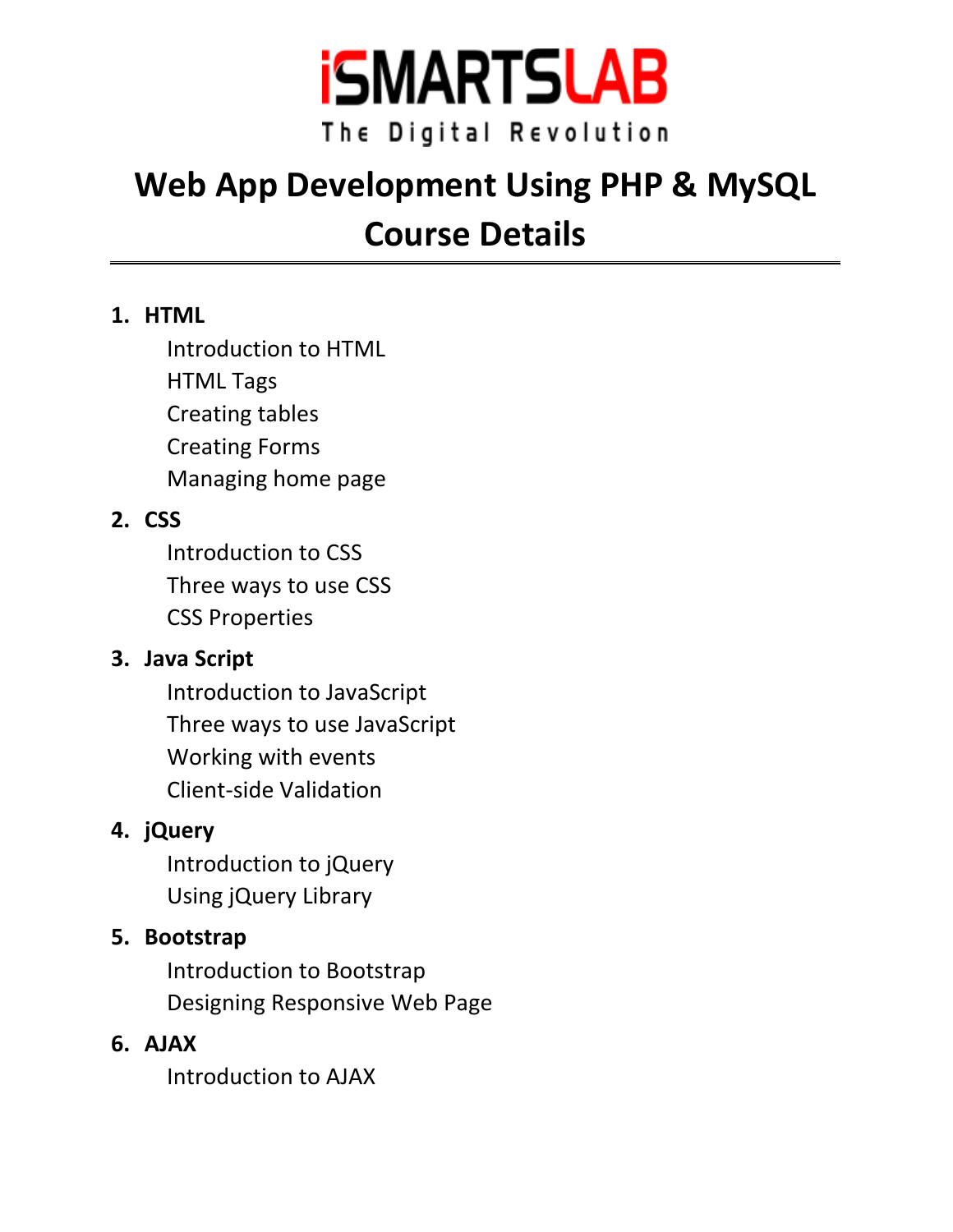iSMARTSLAB

The Digital Revolution

# Web App Development Using PHP & MySQL Course Details

---

1. **HTML**
   - Introduction to HTML
   - HTML Tags
   - Creating tables
   - Creating Forms
   - Managing home page
2. **CSS**
   - Introduction to CSS
   - Three ways to use CSS
   - CSS Properties
3. **Java Script**
   - Introduction to JavaScript
   - Three ways to use JavaScript
   - Working with events
   - Client-side Validation
4. **jQuery**
   - Introduction to jQuery
   - Using jQuery Library
5. **Bootstrap**
   - Introduction to Bootstrap
   - Designing Responsive Web Page
6. **AJAX**
   - Introduction to AJAX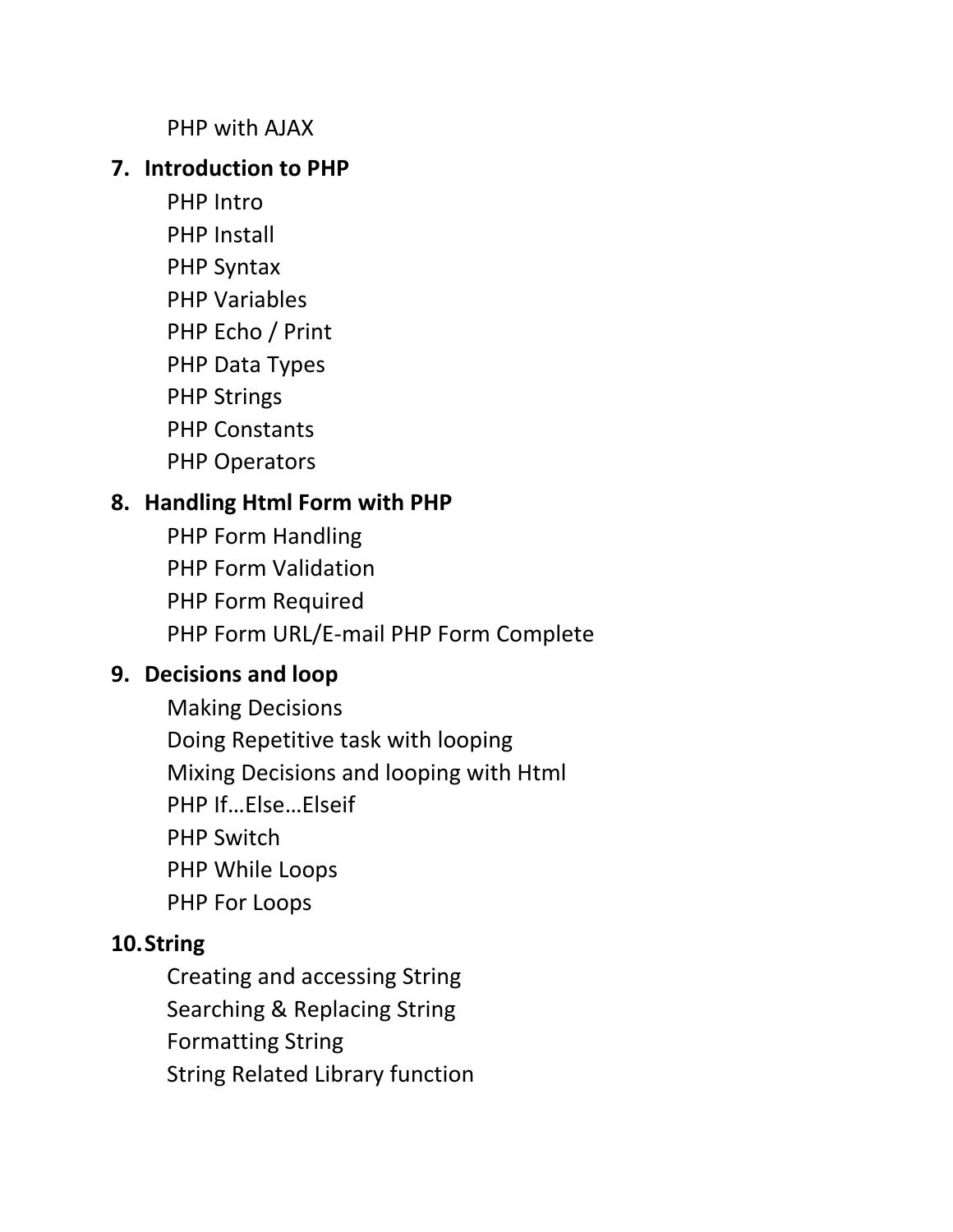PHP with AJAX

7. **Introduction to PHP**

    PHP Intro
    PHP Install
    PHP Syntax
    PHP Variables
    PHP Echo / Print
    PHP Data Types
    PHP Strings
    PHP Constants
    PHP Operators

8. **Handling Html Form with PHP**

    PHP Form Handling
    PHP Form Validation
    PHP Form Required
    PHP Form URL/E-mail PHP Form Complete

9. **Decisions and loop**

    Making Decisions
    Doing Repetitive task with looping
    Mixing Decisions and looping with Html
    PHP If…Else…Elseif
    PHP Switch
    PHP While Loops
    PHP For Loops

10. **String**

    Creating and accessing String
    Searching & Replacing String
    Formatting String
    String Related Library function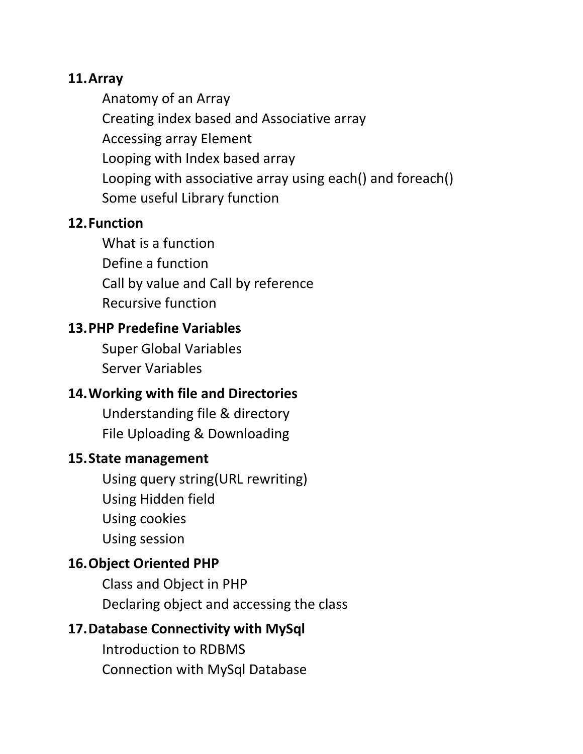**11. Array**

- Anatomy of an Array
- Creating index based and Associative array
- Accessing array Element
- Looping with Index based array
- Looping with associative array using each() and foreach()
- Some useful Library function

**12. Function**

- What is a function
- Define a function
- Call by value and Call by reference
- Recursive function

**13. PHP Predefine Variables**

- Super Global Variables
- Server Variables

**14. Working with file and Directories**

- Understanding file & directory
- File Uploading & Downloading

**15. State management**

- Using query string(URL rewriting)
- Using Hidden field
- Using cookies
- Using session

**16. Object Oriented PHP**

- Class and Object in PHP
- Declaring object and accessing the class

**17. Database Connectivity with MySql**

- Introduction to RDBMS
- Connection with MySql Database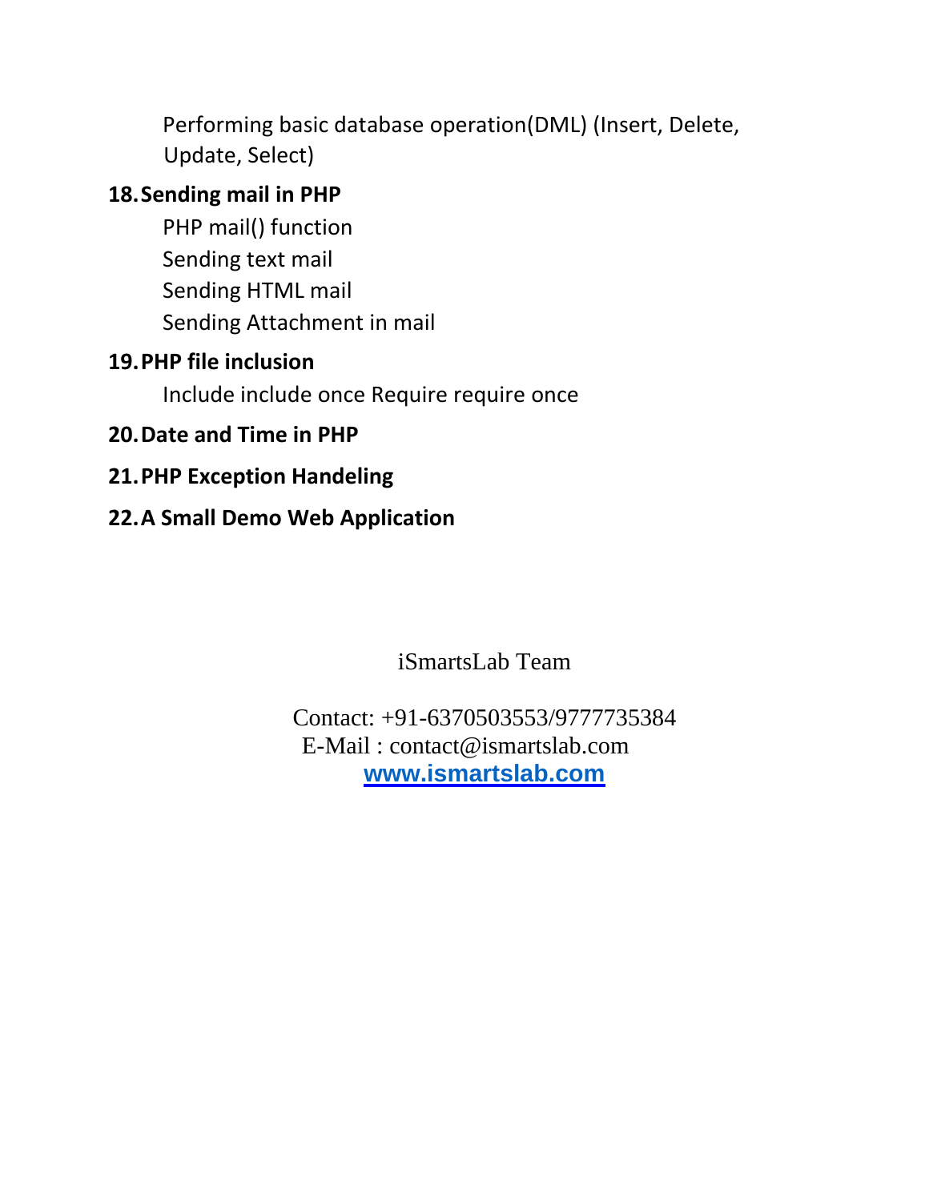Performing basic database operation(DML) (Insert, Delete, Update, Select)

**18. Sending mail in PHP**

PHP mail() function
Sending text mail
Sending HTML mail
Sending Attachment in mail

**19. PHP file inclusion**

Include include once Require require once

**20. Date and Time in PHP**

**21. PHP Exception Handeling**

**22. A Small Demo Web Application**

iSmartsLab Team

Contact: +91-6370503553/9777735384
E-Mail : contact@ismartslab.com
[www.ismartslab.com](www.ismartslab.com)